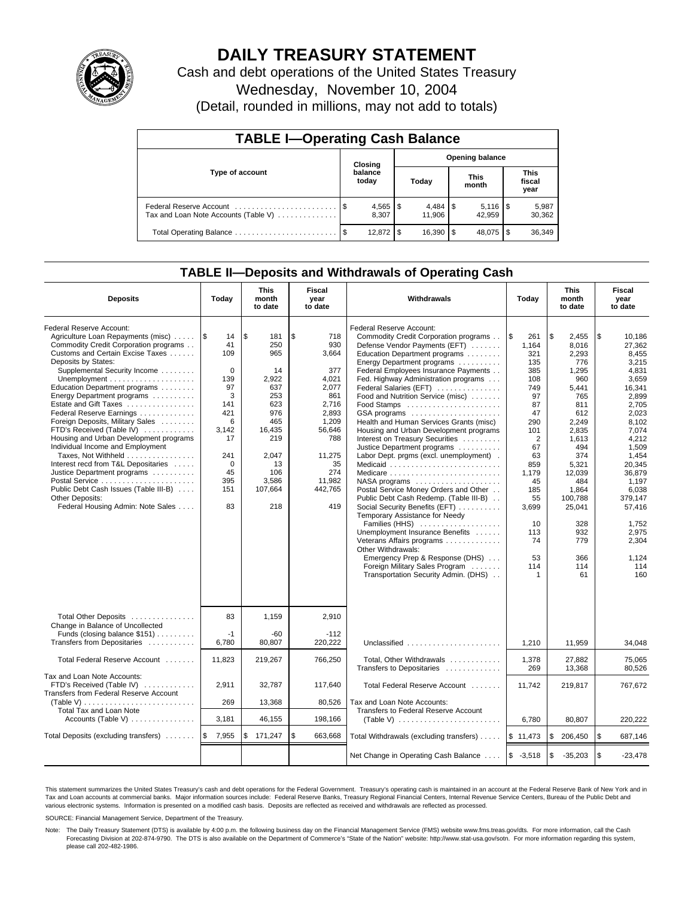# DAILY TREASURY STATEMENT

Cash and debt operations of the United States Treasury

Wednesday, November 10, 2004

(Detail, rounded in millions, may not add to totals)

## TABLE I—Operating Cash Balance

| Type of account | Closing balance today | Opening balance Today | Opening balance This month | Opening balance This fiscal year |
|---|---|---|---|---|
| Federal Reserve Account | $ 4,565 | $ 4,484 | $ 5,116 | $ 5,987 |
| Tax and Loan Note Accounts (Table V) | 8,307 | 11,906 | 42,959 | 30,362 |
| Total Operating Balance | $ 12,872 | $ 16,390 | $ 48,075 | $ 36,349 |

## TABLE II—Deposits and Withdrawals of Operating Cash

| Deposits | Today | This month to date | Fiscal year to date | Withdrawals | Today | This month to date | Fiscal year to date |
|---|---|---|---|---|---|---|---|
| Federal Reserve Account: | | | | Federal Reserve Account: | | | |
| Agriculture Loan Repayments (misc) | $ 14 | $ 181 | $ 718 | Commodity Credit Corporation programs | $ 261 | $ 2,455 | $ 10,186 |
| Commodity Credit Corporation programs | 41 | 250 | 930 | Defense Vendor Payments (EFT) | 1,164 | 8,016 | 27,362 |
| Customs and Certain Excise Taxes | 109 | 965 | 3,664 | Education Department programs | 321 | 2,293 | 8,455 |
| Deposits by States: | | | | Energy Department programs | 135 | 776 | 3,215 |
| Supplemental Security Income | 0 | 14 | 377 | Federal Employees Insurance Payments | 385 | 1,295 | 4,831 |
| Unemployment | 139 | 2,922 | 4,021 | Fed. Highway Administration programs | 108 | 960 | 3,659 |
| Education Department programs | 97 | 637 | 2,077 | Federal Salaries (EFT) | 749 | 5,441 | 16,341 |
| Energy Department programs | 3 | 253 | 861 | Food and Nutrition Service (misc) | 97 | 765 | 2,899 |
| Estate and Gift Taxes | 141 | 623 | 2,716 | Food Stamps | 87 | 811 | 2,705 |
| Federal Reserve Earnings | 421 | 976 | 2,893 | GSA programs | 47 | 612 | 2,023 |
| Foreign Deposits, Military Sales | 6 | 465 | 1,209 | Health and Human Services Grants (misc) | 290 | 2,249 | 8,102 |
| FTD's Received (Table IV) | 3,142 | 16,435 | 56,646 | Housing and Urban Development programs | 101 | 2,835 | 7,074 |
| Housing and Urban Development programs | 17 | 219 | 788 | Interest on Treasury Securities | 2 | 1,613 | 4,212 |
| Individual Income and Employment | | | | Justice Department programs | 67 | 494 | 1,509 |
| Taxes, Not Withheld | 241 | 2,047 | 11,275 | Labor Dept. prgms (excl. unemployment) | 63 | 374 | 1,454 |
| Interest recd from T&L Depositaries | 0 | 13 | 35 | Medicaid | 859 | 5,321 | 20,345 |
| Justice Department programs | 45 | 106 | 274 | Medicare | 1,179 | 12,039 | 36,879 |
| Postal Service | 395 | 3,586 | 11,982 | NASA programs | 45 | 484 | 1,197 |
| Public Debt Cash Issues (Table III-B) | 151 | 107,664 | 442,765 | Postal Service Money Orders and Other | 185 | 1,864 | 6,038 |
| Other Deposits: | | | | Public Debt Cash Redemp. (Table III-B) | 55 | 100,788 | 379,147 |
| Federal Housing Admin: Note Sales | 83 | 218 | 419 | Social Security Benefits (EFT) | 3,699 | 25,041 | 57,416 |
| | | | | Temporary Assistance for Needy Families (HHS) | 10 | 328 | 1,752 |
| | | | | Unemployment Insurance Benefits | 113 | 932 | 2,975 |
| | | | | Veterans Affairs programs | 74 | 779 | 2,304 |
| | | | | Other Withdrawals: | | | |
| | | | | Emergency Prep & Response (DHS) | 53 | 366 | 1,124 |
| | | | | Foreign Military Sales Program | 114 | 114 | 114 |
| | | | | Transportation Security Admin. (DHS) | 1 | 61 | 160 |
| Total Other Deposits | 83 | 1,159 | 2,910 | | | | |
| Change in Balance of Uncollected Funds (closing balance $151) | -1 | -60 | -112 | | | | |
| Transfers from Depositaries | 6,780 | 80,807 | 220,222 | Unclassified | 1,210 | 11,959 | 34,048 |
| Total Federal Reserve Account | 11,823 | 219,267 | 766,250 | Total, Other Withdrawals | 1,378 | 27,882 | 75,065 |
| | | | | Transfers to Depositaries | 269 | 13,368 | 80,526 |
| Tax and Loan Note Accounts: | | | | | | | |
| FTD's Received (Table IV) | 2,911 | 32,787 | 117,640 | Total Federal Reserve Account | 11,742 | 219,817 | 767,672 |
| Transfers from Federal Reserve Account (Table V) | 269 | 13,368 | 80,526 | Tax and Loan Note Accounts: | | | |
| Total Tax and Loan Note Accounts (Table V) | 3,181 | 46,155 | 198,166 | Transfers to Federal Reserve Account (Table V) | 6,780 | 80,807 | 220,222 |
| Total Deposits (excluding transfers) | $ 7,955 | $ 171,247 | $ 663,668 | Total Withdrawals (excluding transfers) | $ 11,473 | $ 206,450 | $ 687,146 |
| | | | | Net Change in Operating Cash Balance | $ -3,518 | $ -35,203 | $ -23,478 |

This statement summarizes the United States Treasury's cash and debt operations for the Federal Government. Treasury's operating cash is maintained in an account at the Federal Reserve Bank of New York and in Tax and Loan accounts at commercial banks. Major information sources include: Federal Reserve Banks, Treasury Regional Financial Centers, Internal Revenue Service Centers, Bureau of the Public Debt and various electronic systems. Information is presented on a modified cash basis. Deposits are reflected as received and withdrawals are reflected as processed.

SOURCE: Financial Management Service, Department of the Treasury.

Note: The Daily Treasury Statement (DTS) is available by 4:00 p.m. the following business day on the Financial Management Service (FMS) website www.fms.treas.gov/dts. For more information, call the Cash Forecasting Division at 202-874-9790. The DTS is also available on the Department of Commerce's "State of the Nation" website: http://www.stat-usa.gov/sotn. For more information regarding this system, please call 202-482-1986.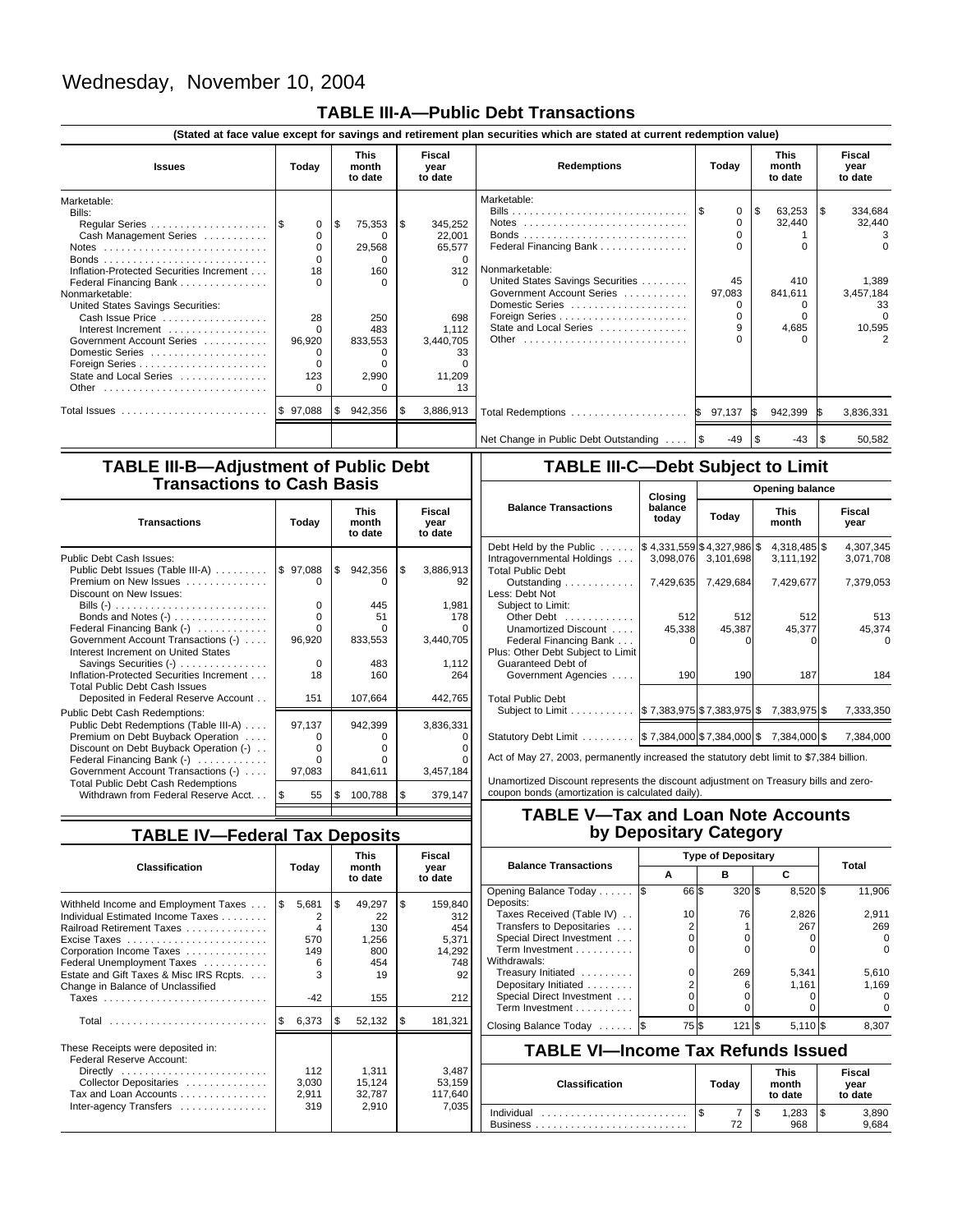# Wednesday, November 10, 2004

## TABLE III-A—Public Debt Transactions

(Stated at face value except for savings and retirement plan securities which are stated at current redemption value)

| Issues | Today | This month to date | Fiscal year to date |
|---|---|---|---|
| Marketable: | | | |
| Bills: | | | |
| Regular Series | $ 0 | $ 75,353 | $ 345,252 |
| Cash Management Series | 0 | 0 | 22,001 |
| Notes | 0 | 29,568 | 65,577 |
| Bonds | 0 | 0 | 0 |
| Inflation-Protected Securities Increment | 18 | 160 | 312 |
| Federal Financing Bank | 0 | 0 | 0 |
| Nonmarketable: | | | |
| United States Savings Securities: | | | |
| Cash Issue Price | 28 | 250 | 698 |
| Interest Increment | 0 | 483 | 1,112 |
| Government Account Series | 96,920 | 833,553 | 3,440,705 |
| Domestic Series | 0 | 0 | 33 |
| Foreign Series | 0 | 0 | 0 |
| State and Local Series | 123 | 2,990 | 11,209 |
| Other | 0 | 0 | 13 |
| Total Issues | $ 97,088 | $ 942,356 | $ 3,886,913 |

| Redemptions | Today | This month to date | Fiscal year to date |
|---|---|---|---|
| Marketable: | | | |
| Bills | $ 0 | $ 63,253 | $ 334,684 |
| Notes | 0 | 32,440 | 32,440 |
| Bonds | 0 | 1 | 3 |
| Federal Financing Bank | 0 | 0 | 0 |
| Nonmarketable: | | | |
| United States Savings Securities | 45 | 410 | 1,389 |
| Government Account Series | 97,083 | 841,611 | 3,457,184 |
| Domestic Series | 0 | 0 | 33 |
| Foreign Series | 0 | 0 | 0 |
| State and Local Series | 9 | 4,685 | 10,595 |
| Other | 0 | 0 | 2 |
| Total Redemptions | $ 97,137 | $ 942,399 | $ 3,836,331 |
| Net Change in Public Debt Outstanding | $ -49 | $ -43 | $ 50,582 |

## TABLE III-B—Adjustment of Public Debt Transactions to Cash Basis

| Transactions | Today | This month to date | Fiscal year to date |
|---|---|---|---|
| Public Debt Cash Issues: | | | |
| Public Debt Issues (Table III-A) | $ 97,088 | $ 942,356 | $ 3,886,913 |
| Premium on New Issues | 0 | 0 | 92 |
| Discount on New Issues: | | | |
| Bills (-) | 0 | 445 | 1,981 |
| Bonds and Notes (-) | 0 | 51 | 178 |
| Federal Financing Bank (-) | 0 | 0 | 0 |
| Government Account Transactions (-) | 96,920 | 833,553 | 3,440,705 |
| Interest Increment on United States Savings Securities (-) | 0 | 483 | 1,112 |
| Inflation-Protected Securities Increment | 18 | 160 | 264 |
| Total Public Debt Cash Issues Deposited in Federal Reserve Account | 151 | 107,664 | 442,765 |
| Public Debt Cash Redemptions: | | | |
| Public Debt Redemptions (Table III-A) | 97,137 | 942,399 | 3,836,331 |
| Premium on Debt Buyback Operation | 0 | 0 | 0 |
| Discount on Debt Buyback Operation (-) | 0 | 0 | 0 |
| Federal Financing Bank (-) | 0 | 0 | 0 |
| Government Account Transactions (-) | 97,083 | 841,611 | 3,457,184 |
| Total Public Debt Cash Redemptions Withdrawn from Federal Reserve Acct. | $ 55 | $ 100,788 | $ 379,147 |

## TABLE III-C—Debt Subject to Limit

| Balance Transactions | Closing balance today | Opening balance Today | Opening balance This month | Opening balance Fiscal year |
|---|---|---|---|---|
| Debt Held by the Public | $ 4,331,559 | $ 4,327,986 | $ 4,318,485 | $ 4,307,345 |
| Intragovernmental Holdings | 3,098,076 | 3,101,698 | 3,111,192 | 3,071,708 |
| Total Public Debt Outstanding | 7,429,635 | 7,429,684 | 7,429,677 | 7,379,053 |
| Less: Debt Not Subject to Limit: | | | | |
| Other Debt | 512 | 512 | 512 | 513 |
| Unamortized Discount | 45,338 | 45,387 | 45,377 | 45,374 |
| Federal Financing Bank | 0 | 0 | 0 | 0 |
| Plus: Other Debt Subject to Limit Guaranteed Debt of Government Agencies | 190 | 190 | 187 | 184 |
| Total Public Debt Subject to Limit | $ 7,383,975 | $ 7,383,975 | $ 7,383,975 | $ 7,333,350 |
| Statutory Debt Limit | $ 7,384,000 | $ 7,384,000 | $ 7,384,000 | $ 7,384,000 |

Act of May 27, 2003, permanently increased the statutory debt limit to $7,384 billion.

Unamortized Discount represents the discount adjustment on Treasury bills and zero-coupon bonds (amortization is calculated daily).

## TABLE IV—Federal Tax Deposits

| Classification | Today | This month to date | Fiscal year to date |
|---|---|---|---|
| Withheld Income and Employment Taxes | $ 5,681 | $ 49,297 | $ 159,840 |
| Individual Estimated Income Taxes | 2 | 22 | 312 |
| Railroad Retirement Taxes | 4 | 130 | 454 |
| Excise Taxes | 570 | 1,256 | 5,371 |
| Corporation Income Taxes | 149 | 800 | 14,292 |
| Federal Unemployment Taxes | 6 | 454 | 748 |
| Estate and Gift Taxes & Misc IRS Rcpts. | 3 | 19 | 92 |
| Change in Balance of Unclassified Taxes | -42 | 155 | 212 |
| Total | $ 6,373 | $ 52,132 | $ 181,321 |
| These Receipts were deposited in: | | | |
| Federal Reserve Account: | | | |
| Directly | 112 | 1,311 | 3,487 |
| Collector Depositaries | 3,030 | 15,124 | 53,159 |
| Tax and Loan Accounts | 2,911 | 32,787 | 117,640 |
| Inter-agency Transfers | 319 | 2,910 | 7,035 |

## TABLE V—Tax and Loan Note Accounts by Depositary Category

| Balance Transactions | Type of Depositary A | B | C | Total |
|---|---|---|---|---|
| Opening Balance Today | $ 66 | $ 320 | $ 8,520 | $ 11,906 |
| Deposits: | | | | |
| Taxes Received (Table IV) | 10 | 76 | 2,826 | 2,911 |
| Transfers to Depositaries | 2 | 1 | 267 | 269 |
| Special Direct Investment | 0 | 0 | 0 | 0 |
| Term Investment | 0 | 0 | 0 | 0 |
| Withdrawals: | | | | |
| Treasury Initiated | 0 | 269 | 5,341 | 5,610 |
| Depositary Initiated | 2 | 6 | 1,161 | 1,169 |
| Special Direct Investment | 0 | 0 | 0 | 0 |
| Term Investment | 0 | 0 | 0 | 0 |
| Closing Balance Today | $ 75 | $ 121 | $ 5,110 | $ 8,307 |

## TABLE VI—Income Tax Refunds Issued

| Classification | Today | This month to date | Fiscal year to date |
|---|---|---|---|
| Individual | $ 7 | $ 1,283 | $ 3,890 |
| Business | 72 | 968 | 9,684 |